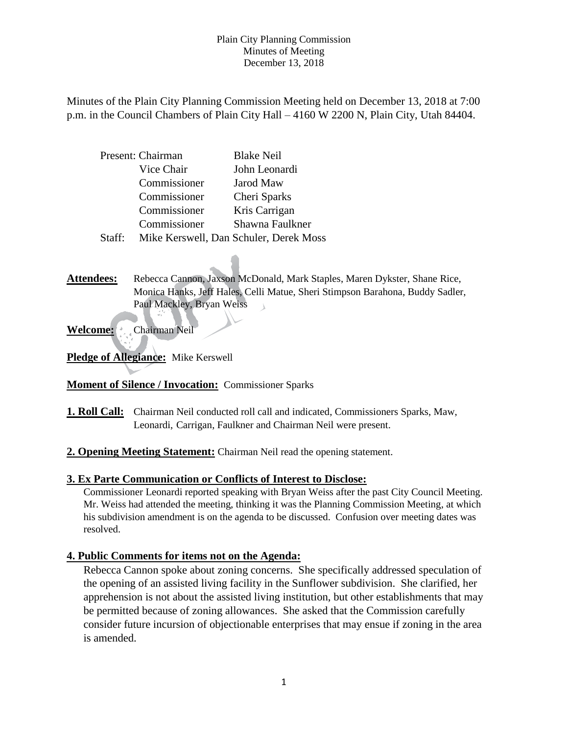Plain City Planning Commission
Minutes of Meeting
December 13, 2018

Minutes of the Plain City Planning Commission Meeting held on December 13, 2018 at 7:00 p.m. in the Council Chambers of Plain City Hall – 4160 W 2200 N, Plain City, Utah 84404.

| | | |
|---|---|---|
| Present: | Chairman | Blake Neil |
| | Vice Chair | John Leonardi |
| | Commissioner | Jarod Maw |
| | Commissioner | Cheri Sparks |
| | Commissioner | Kris Carrigan |
| | Commissioner | Shawna Faulkner |
| Staff: | Mike Kerswell, Dan Schuler, Derek Moss | |

**Attendees:** Rebecca Cannon, Jaxson McDonald, Mark Staples, Maren Dykster, Shane Rice, Monica Hanks, Jeff Hales, Celli Matue, Sheri Stimpson Barahona, Buddy Sadler, Paul Mackley, Bryan Weiss

**Welcome:** Chairman Neil

**Pledge of Allegiance:** Mike Kerswell

**Moment of Silence / Invocation:** Commissioner Sparks

**1. Roll Call:** Chairman Neil conducted roll call and indicated, Commissioners Sparks, Maw, Leonardi, Carrigan, Faulkner and Chairman Neil were present.

**2. Opening Meeting Statement:** Chairman Neil read the opening statement.

**3. Ex Parte Communication or Conflicts of Interest to Disclose:**

Commissioner Leonardi reported speaking with Bryan Weiss after the past City Council Meeting. Mr. Weiss had attended the meeting, thinking it was the Planning Commission Meeting, at which his subdivision amendment is on the agenda to be discussed. Confusion over meeting dates was resolved.

**4. Public Comments for items not on the Agenda:**

Rebecca Cannon spoke about zoning concerns. She specifically addressed speculation of the opening of an assisted living facility in the Sunflower subdivision. She clarified, her apprehension is not about the assisted living institution, but other establishments that may be permitted because of zoning allowances. She asked that the Commission carefully consider future incursion of objectionable enterprises that may ensue if zoning in the area is amended.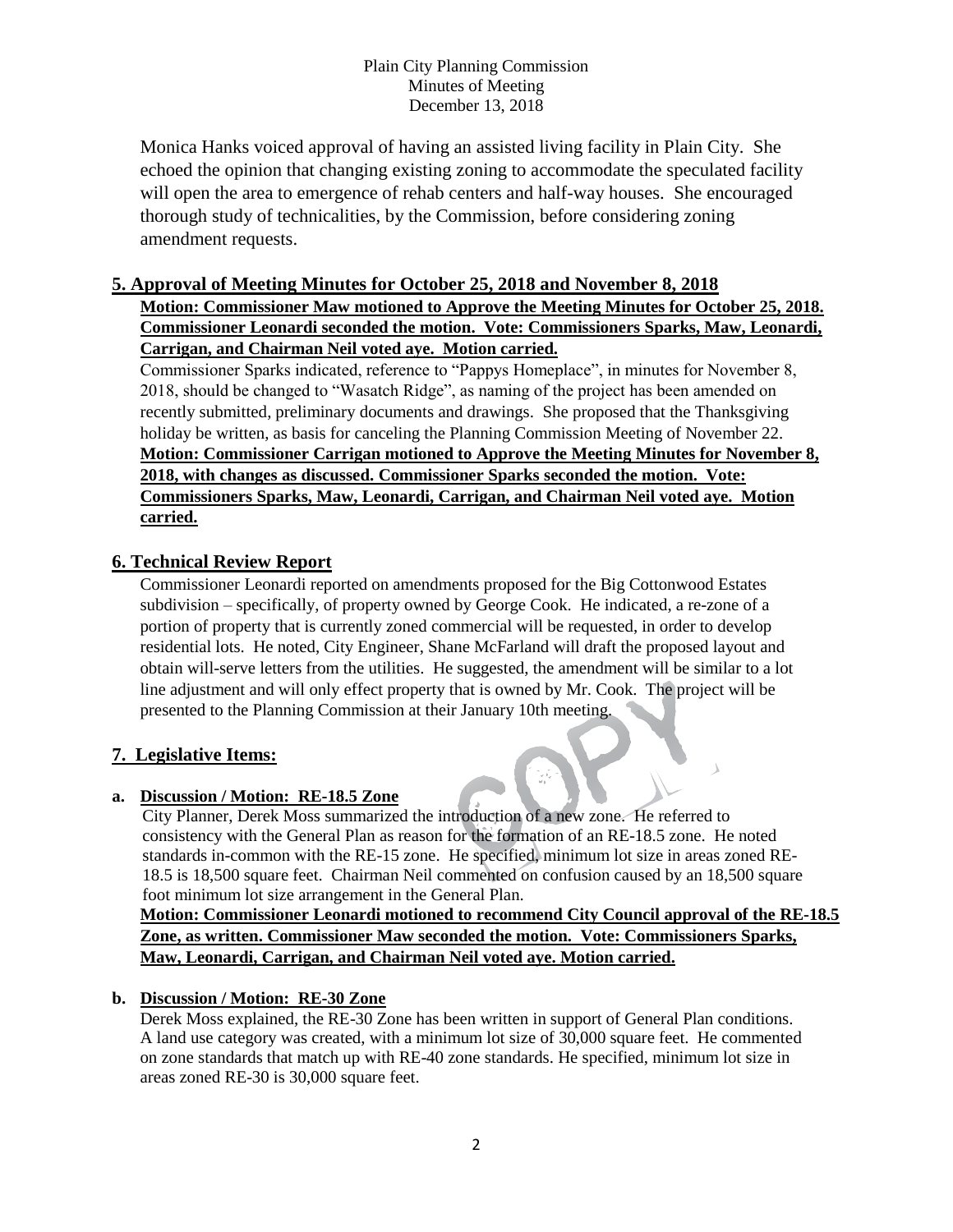Monica Hanks voiced approval of having an assisted living facility in Plain City. She echoed the opinion that changing existing zoning to accommodate the speculated facility will open the area to emergence of rehab centers and half-way houses. She encouraged thorough study of technicalities, by the Commission, before considering zoning amendment requests.

## 5. Approval of Meeting Minutes for October 25, 2018 and November 8, 2018

**Motion: Commissioner Maw motioned to Approve the Meeting Minutes for October 25, 2018. Commissioner Leonardi seconded the motion. Vote: Commissioners Sparks, Maw, Leonardi, Carrigan, and Chairman Neil voted aye. Motion carried.**

Commissioner Sparks indicated, reference to "Pappys Homeplace", in minutes for November 8, 2018, should be changed to "Wasatch Ridge", as naming of the project has been amended on recently submitted, preliminary documents and drawings. She proposed that the Thanksgiving holiday be written, as basis for canceling the Planning Commission Meeting of November 22.

**Motion: Commissioner Carrigan motioned to Approve the Meeting Minutes for November 8, 2018, with changes as discussed. Commissioner Sparks seconded the motion. Vote: Commissioners Sparks, Maw, Leonardi, Carrigan, and Chairman Neil voted aye. Motion carried.**

## 6. Technical Review Report

Commissioner Leonardi reported on amendments proposed for the Big Cottonwood Estates subdivision – specifically, of property owned by George Cook. He indicated, a re-zone of a portion of property that is currently zoned commercial will be requested, in order to develop residential lots. He noted, City Engineer, Shane McFarland will draft the proposed layout and obtain will-serve letters from the utilities. He suggested, the amendment will be similar to a lot line adjustment and will only effect property that is owned by Mr. Cook. The project will be presented to the Planning Commission at their January 10th meeting.

## 7. Legislative Items:

### a. Discussion / Motion: RE-18.5 Zone

City Planner, Derek Moss summarized the introduction of a new zone. He referred to consistency with the General Plan as reason for the formation of an RE-18.5 zone. He noted standards in-common with the RE-15 zone. He specified, minimum lot size in areas zoned RE-18.5 is 18,500 square feet. Chairman Neil commented on confusion caused by an 18,500 square foot minimum lot size arrangement in the General Plan.

**Motion: Commissioner Leonardi motioned to recommend City Council approval of the RE-18.5 Zone, as written. Commissioner Maw seconded the motion. Vote: Commissioners Sparks, Maw, Leonardi, Carrigan, and Chairman Neil voted aye. Motion carried.**

### b. Discussion / Motion: RE-30 Zone

Derek Moss explained, the RE-30 Zone has been written in support of General Plan conditions. A land use category was created, with a minimum lot size of 30,000 square feet. He commented on zone standards that match up with RE-40 zone standards. He specified, minimum lot size in areas zoned RE-30 is 30,000 square feet.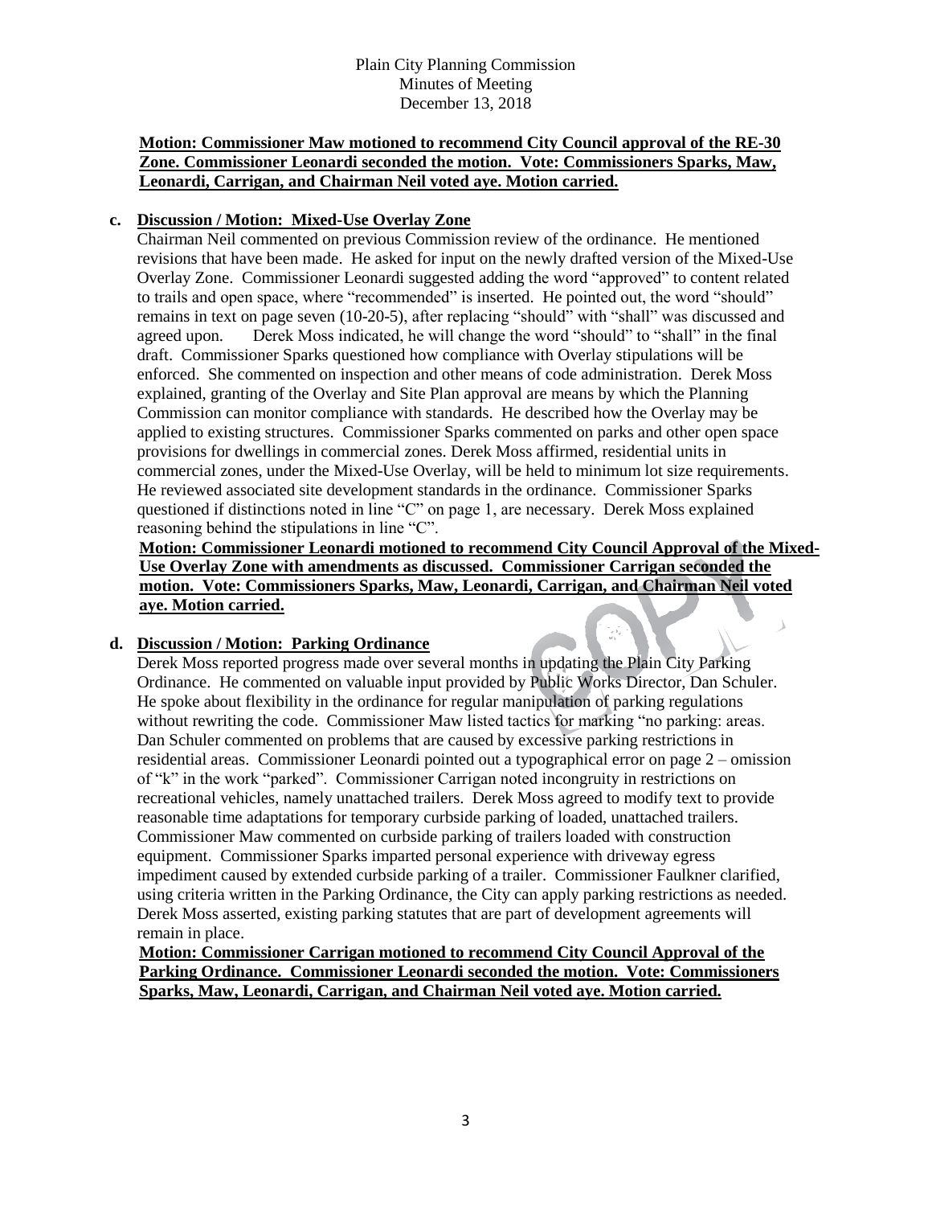**Motion: Commissioner Maw motioned to recommend City Council approval of the RE-30 Zone. Commissioner Leonardi seconded the motion. Vote: Commissioners Sparks, Maw, Leonardi, Carrigan, and Chairman Neil voted aye. Motion carried.**

**c. Discussion / Motion: Mixed-Use Overlay Zone**

Chairman Neil commented on previous Commission review of the ordinance. He mentioned revisions that have been made. He asked for input on the newly drafted version of the Mixed-Use Overlay Zone. Commissioner Leonardi suggested adding the word "approved" to content related to trails and open space, where "recommended" is inserted. He pointed out, the word "should" remains in text on page seven (10-20-5), after replacing "should" with "shall" was discussed and agreed upon. Derek Moss indicated, he will change the word "should" to "shall" in the final draft. Commissioner Sparks questioned how compliance with Overlay stipulations will be enforced. She commented on inspection and other means of code administration. Derek Moss explained, granting of the Overlay and Site Plan approval are means by which the Planning Commission can monitor compliance with standards. He described how the Overlay may be applied to existing structures. Commissioner Sparks commented on parks and other open space provisions for dwellings in commercial zones. Derek Moss affirmed, residential units in commercial zones, under the Mixed-Use Overlay, will be held to minimum lot size requirements. He reviewed associated site development standards in the ordinance. Commissioner Sparks questioned if distinctions noted in line "C" on page 1, are necessary. Derek Moss explained reasoning behind the stipulations in line "C".

**Motion: Commissioner Leonardi motioned to recommend City Council Approval of the Mixed-Use Overlay Zone with amendments as discussed. Commissioner Carrigan seconded the motion. Vote: Commissioners Sparks, Maw, Leonardi, Carrigan, and Chairman Neil voted aye. Motion carried.**

**d. Discussion / Motion: Parking Ordinance**

Derek Moss reported progress made over several months in updating the Plain City Parking Ordinance. He commented on valuable input provided by Public Works Director, Dan Schuler. He spoke about flexibility in the ordinance for regular manipulation of parking regulations without rewriting the code. Commissioner Maw listed tactics for marking "no parking: areas. Dan Schuler commented on problems that are caused by excessive parking restrictions in residential areas. Commissioner Leonardi pointed out a typographical error on page 2 – omission of "k" in the work "parked". Commissioner Carrigan noted incongruity in restrictions on recreational vehicles, namely unattached trailers. Derek Moss agreed to modify text to provide reasonable time adaptations for temporary curbside parking of loaded, unattached trailers. Commissioner Maw commented on curbside parking of trailers loaded with construction equipment. Commissioner Sparks imparted personal experience with driveway egress impediment caused by extended curbside parking of a trailer. Commissioner Faulkner clarified, using criteria written in the Parking Ordinance, the City can apply parking restrictions as needed. Derek Moss asserted, existing parking statutes that are part of development agreements will remain in place.

**Motion: Commissioner Carrigan motioned to recommend City Council Approval of the Parking Ordinance. Commissioner Leonardi seconded the motion. Vote: Commissioners Sparks, Maw, Leonardi, Carrigan, and Chairman Neil voted aye. Motion carried.**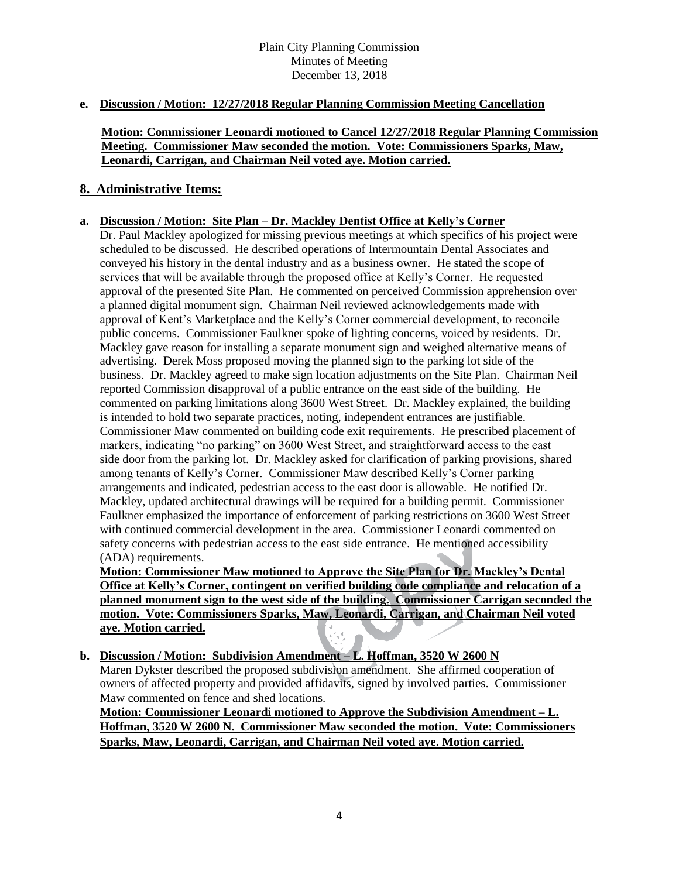**e. Discussion / Motion: 12/27/2018 Regular Planning Commission Meeting Cancellation**

**Motion: Commissioner Leonardi motioned to Cancel 12/27/2018 Regular Planning Commission Meeting. Commissioner Maw seconded the motion. Vote: Commissioners Sparks, Maw, Leonardi, Carrigan, and Chairman Neil voted aye. Motion carried.**

## 8. Administrative Items:

**a. Discussion / Motion: Site Plan – Dr. Mackley Dentist Office at Kelly's Corner**

Dr. Paul Mackley apologized for missing previous meetings at which specifics of his project were scheduled to be discussed. He described operations of Intermountain Dental Associates and conveyed his history in the dental industry and as a business owner. He stated the scope of services that will be available through the proposed office at Kelly's Corner. He requested approval of the presented Site Plan. He commented on perceived Commission apprehension over a planned digital monument sign. Chairman Neil reviewed acknowledgements made with approval of Kent's Marketplace and the Kelly's Corner commercial development, to reconcile public concerns. Commissioner Faulkner spoke of lighting concerns, voiced by residents. Dr. Mackley gave reason for installing a separate monument sign and weighed alternative means of advertising. Derek Moss proposed moving the planned sign to the parking lot side of the business. Dr. Mackley agreed to make sign location adjustments on the Site Plan. Chairman Neil reported Commission disapproval of a public entrance on the east side of the building. He commented on parking limitations along 3600 West Street. Dr. Mackley explained, the building is intended to hold two separate practices, noting, independent entrances are justifiable. Commissioner Maw commented on building code exit requirements. He prescribed placement of markers, indicating "no parking" on 3600 West Street, and straightforward access to the east side door from the parking lot. Dr. Mackley asked for clarification of parking provisions, shared among tenants of Kelly's Corner. Commissioner Maw described Kelly's Corner parking arrangements and indicated, pedestrian access to the east door is allowable. He notified Dr. Mackley, updated architectural drawings will be required for a building permit. Commissioner Faulkner emphasized the importance of enforcement of parking restrictions on 3600 West Street with continued commercial development in the area. Commissioner Leonardi commented on safety concerns with pedestrian access to the east side entrance. He mentioned accessibility (ADA) requirements.

**Motion: Commissioner Maw motioned to Approve the Site Plan for Dr. Mackley's Dental Office at Kelly's Corner, contingent on verified building code compliance and relocation of a planned monument sign to the west side of the building. Commissioner Carrigan seconded the motion. Vote: Commissioners Sparks, Maw, Leonardi, Carrigan, and Chairman Neil voted aye. Motion carried.**

**b. Discussion / Motion: Subdivision Amendment – L. Hoffman, 3520 W 2600 N**

Maren Dykster described the proposed subdivision amendment. She affirmed cooperation of owners of affected property and provided affidavits, signed by involved parties. Commissioner Maw commented on fence and shed locations.

**Motion: Commissioner Leonardi motioned to Approve the Subdivision Amendment – L. Hoffman, 3520 W 2600 N. Commissioner Maw seconded the motion. Vote: Commissioners Sparks, Maw, Leonardi, Carrigan, and Chairman Neil voted aye. Motion carried.**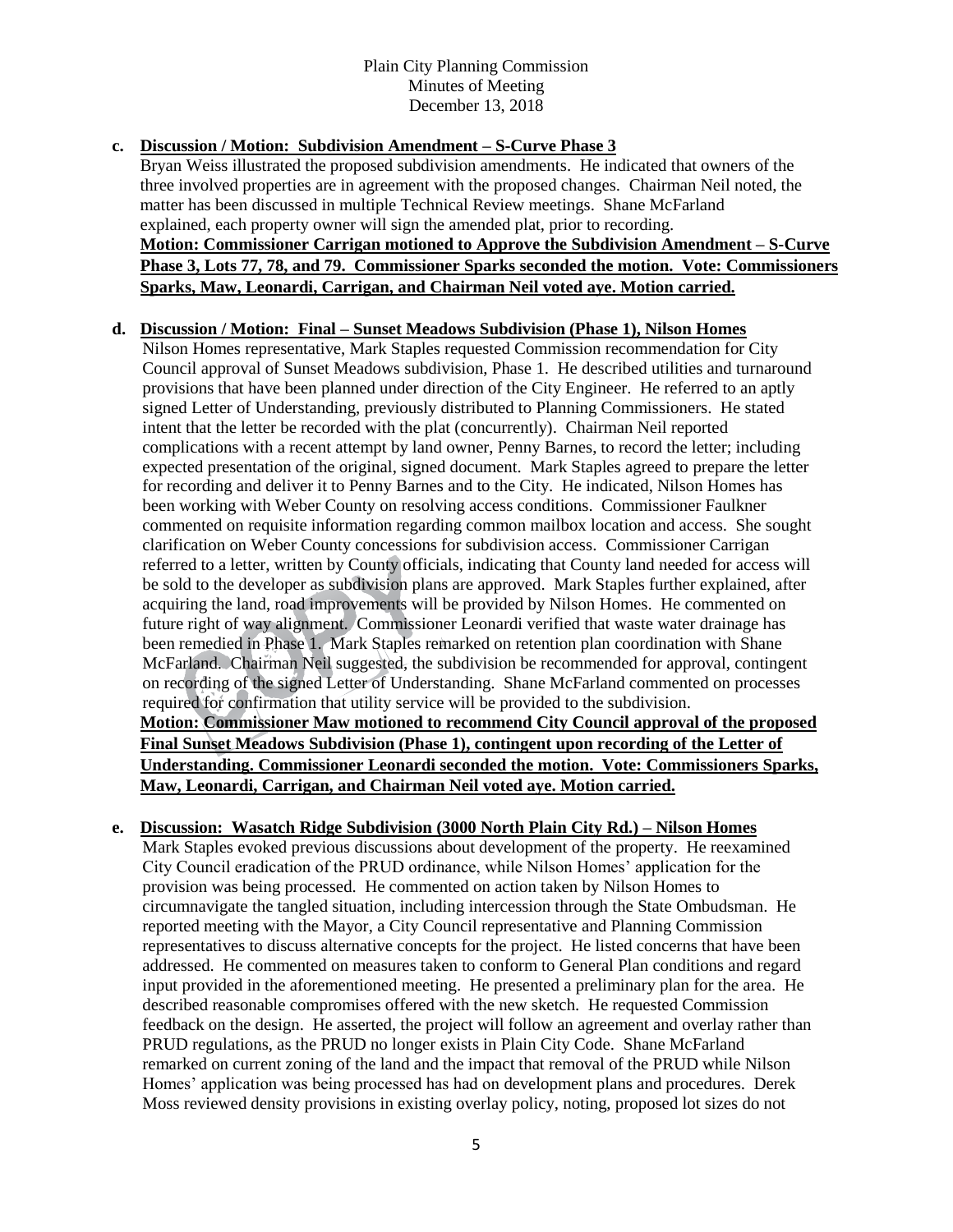**c. Discussion / Motion: Subdivision Amendment – S-Curve Phase 3**

Bryan Weiss illustrated the proposed subdivision amendments. He indicated that owners of the three involved properties are in agreement with the proposed changes. Chairman Neil noted, the matter has been discussed in multiple Technical Review meetings. Shane McFarland explained, each property owner will sign the amended plat, prior to recording.

**Motion: Commissioner Carrigan motioned to Approve the Subdivision Amendment – S-Curve Phase 3, Lots 77, 78, and 79. Commissioner Sparks seconded the motion. Vote: Commissioners Sparks, Maw, Leonardi, Carrigan, and Chairman Neil voted aye. Motion carried.**

**d. Discussion / Motion: Final – Sunset Meadows Subdivision (Phase 1), Nilson Homes**

Nilson Homes representative, Mark Staples requested Commission recommendation for City Council approval of Sunset Meadows subdivision, Phase 1. He described utilities and turnaround provisions that have been planned under direction of the City Engineer. He referred to an aptly signed Letter of Understanding, previously distributed to Planning Commissioners. He stated intent that the letter be recorded with the plat (concurrently). Chairman Neil reported complications with a recent attempt by land owner, Penny Barnes, to record the letter; including expected presentation of the original, signed document. Mark Staples agreed to prepare the letter for recording and deliver it to Penny Barnes and to the City. He indicated, Nilson Homes has been working with Weber County on resolving access conditions. Commissioner Faulkner commented on requisite information regarding common mailbox location and access. She sought clarification on Weber County concessions for subdivision access. Commissioner Carrigan referred to a letter, written by County officials, indicating that County land needed for access will be sold to the developer as subdivision plans are approved. Mark Staples further explained, after acquiring the land, road improvements will be provided by Nilson Homes. He commented on future right of way alignment. Commissioner Leonardi verified that waste water drainage has been remedied in Phase 1. Mark Staples remarked on retention plan coordination with Shane McFarland. Chairman Neil suggested, the subdivision be recommended for approval, contingent on recording of the signed Letter of Understanding. Shane McFarland commented on processes required for confirmation that utility service will be provided to the subdivision.

**Motion: Commissioner Maw motioned to recommend City Council approval of the proposed Final Sunset Meadows Subdivision (Phase 1), contingent upon recording of the Letter of Understanding. Commissioner Leonardi seconded the motion. Vote: Commissioners Sparks, Maw, Leonardi, Carrigan, and Chairman Neil voted aye. Motion carried.**

**e. Discussion: Wasatch Ridge Subdivision (3000 North Plain City Rd.) – Nilson Homes**

Mark Staples evoked previous discussions about development of the property. He reexamined City Council eradication of the PRUD ordinance, while Nilson Homes' application for the provision was being processed. He commented on action taken by Nilson Homes to circumnavigate the tangled situation, including intercession through the State Ombudsman. He reported meeting with the Mayor, a City Council representative and Planning Commission representatives to discuss alternative concepts for the project. He listed concerns that have been addressed. He commented on measures taken to conform to General Plan conditions and regard input provided in the aforementioned meeting. He presented a preliminary plan for the area. He described reasonable compromises offered with the new sketch. He requested Commission feedback on the design. He asserted, the project will follow an agreement and overlay rather than PRUD regulations, as the PRUD no longer exists in Plain City Code. Shane McFarland remarked on current zoning of the land and the impact that removal of the PRUD while Nilson Homes' application was being processed has had on development plans and procedures. Derek Moss reviewed density provisions in existing overlay policy, noting, proposed lot sizes do not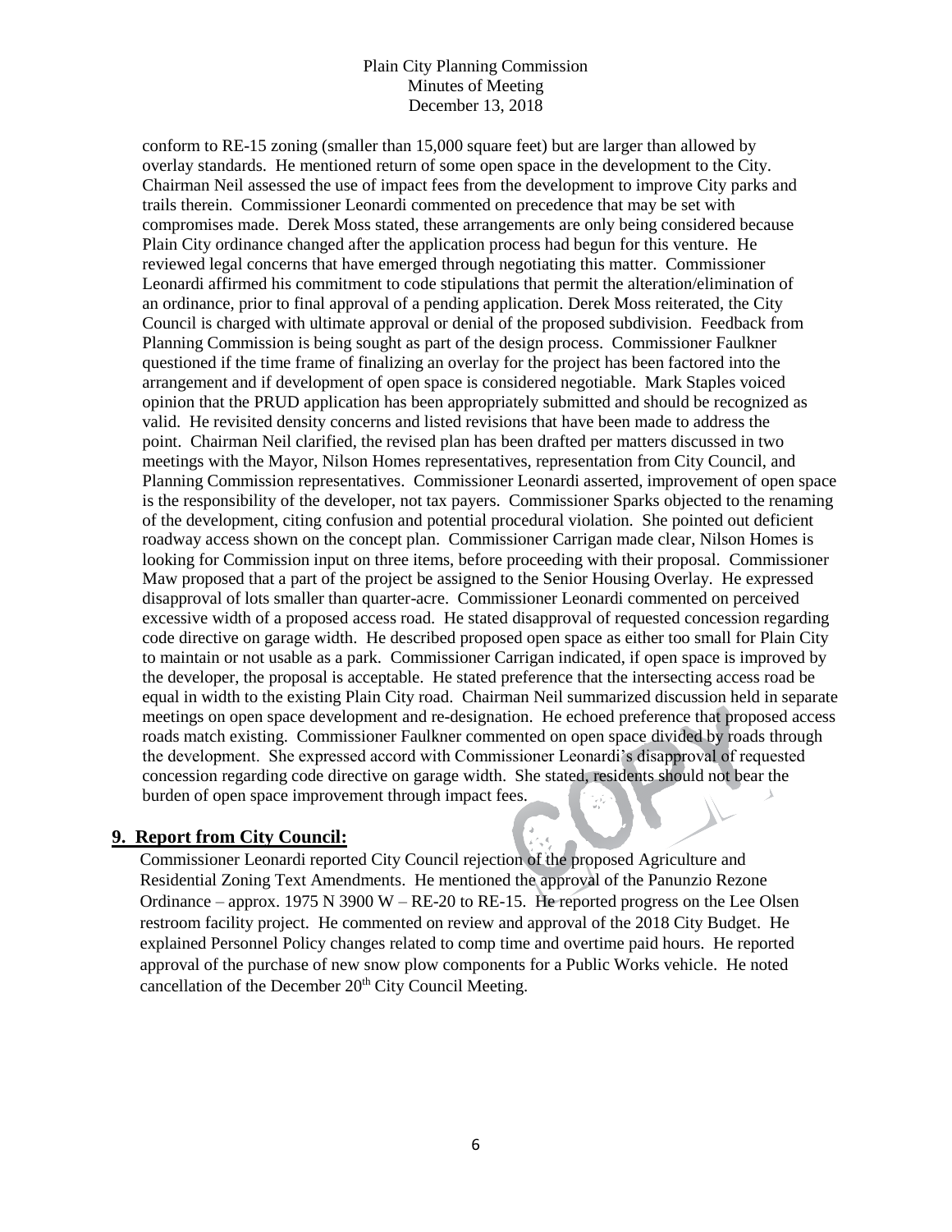conform to RE-15 zoning (smaller than 15,000 square feet) but are larger than allowed by overlay standards. He mentioned return of some open space in the development to the City. Chairman Neil assessed the use of impact fees from the development to improve City parks and trails therein. Commissioner Leonardi commented on precedence that may be set with compromises made. Derek Moss stated, these arrangements are only being considered because Plain City ordinance changed after the application process had begun for this venture. He reviewed legal concerns that have emerged through negotiating this matter. Commissioner Leonardi affirmed his commitment to code stipulations that permit the alteration/elimination of an ordinance, prior to final approval of a pending application. Derek Moss reiterated, the City Council is charged with ultimate approval or denial of the proposed subdivision. Feedback from Planning Commission is being sought as part of the design process. Commissioner Faulkner questioned if the time frame of finalizing an overlay for the project has been factored into the arrangement and if development of open space is considered negotiable. Mark Staples voiced opinion that the PRUD application has been appropriately submitted and should be recognized as valid. He revisited density concerns and listed revisions that have been made to address the point. Chairman Neil clarified, the revised plan has been drafted per matters discussed in two meetings with the Mayor, Nilson Homes representatives, representation from City Council, and Planning Commission representatives. Commissioner Leonardi asserted, improvement of open space is the responsibility of the developer, not tax payers. Commissioner Sparks objected to the renaming of the development, citing confusion and potential procedural violation. She pointed out deficient roadway access shown on the concept plan. Commissioner Carrigan made clear, Nilson Homes is looking for Commission input on three items, before proceeding with their proposal. Commissioner Maw proposed that a part of the project be assigned to the Senior Housing Overlay. He expressed disapproval of lots smaller than quarter-acre. Commissioner Leonardi commented on perceived excessive width of a proposed access road. He stated disapproval of requested concession regarding code directive on garage width. He described proposed open space as either too small for Plain City to maintain or not usable as a park. Commissioner Carrigan indicated, if open space is improved by the developer, the proposal is acceptable. He stated preference that the intersecting access road be equal in width to the existing Plain City road. Chairman Neil summarized discussion held in separate meetings on open space development and re-designation. He echoed preference that proposed access roads match existing. Commissioner Faulkner commented on open space divided by roads through the development. She expressed accord with Commissioner Leonardi's disapproval of requested concession regarding code directive on garage width. She stated, residents should not bear the burden of open space improvement through impact fees.

## 9. Report from City Council:

Commissioner Leonardi reported City Council rejection of the proposed Agriculture and Residential Zoning Text Amendments. He mentioned the approval of the Panunzio Rezone Ordinance – approx. 1975 N 3900 W – RE-20 to RE-15. He reported progress on the Lee Olsen restroom facility project. He commented on review and approval of the 2018 City Budget. He explained Personnel Policy changes related to comp time and overtime paid hours. He reported approval of the purchase of new snow plow components for a Public Works vehicle. He noted cancellation of the December 20th City Council Meeting.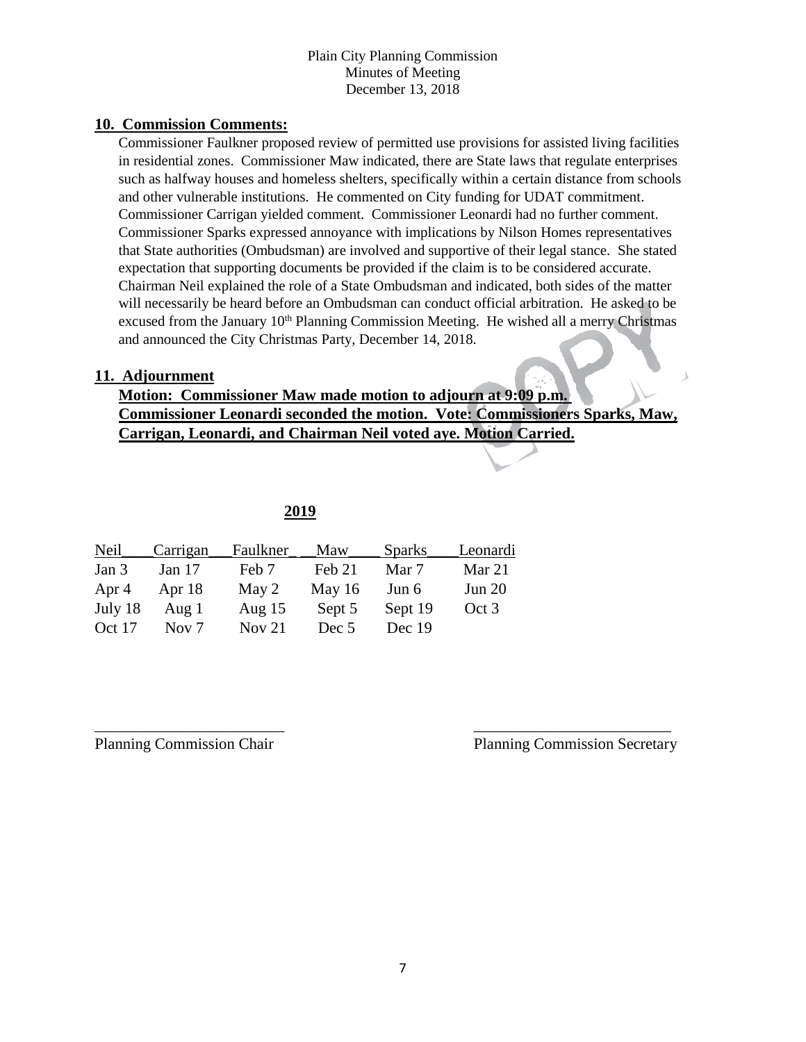Plain City Planning Commission
Minutes of Meeting
December 13, 2018

## 10. Commission Comments:

Commissioner Faulkner proposed review of permitted use provisions for assisted living facilities in residential zones. Commissioner Maw indicated, there are State laws that regulate enterprises such as halfway houses and homeless shelters, specifically within a certain distance from schools and other vulnerable institutions. He commented on City funding for UDAT commitment. Commissioner Carrigan yielded comment. Commissioner Leonardi had no further comment. Commissioner Sparks expressed annoyance with implications by Nilson Homes representatives that State authorities (Ombudsman) are involved and supportive of their legal stance. She stated expectation that supporting documents be provided if the claim is to be considered accurate. Chairman Neil explained the role of a State Ombudsman and indicated, both sides of the matter will necessarily be heard before an Ombudsman can conduct official arbitration. He asked to be excused from the January 10th Planning Commission Meeting. He wished all a merry Christmas and announced the City Christmas Party, December 14, 2018.

## 11. Adjournment

**Motion: Commissioner Maw made motion to adjourn at 9:09 p.m. Commissioner Leonardi seconded the motion. Vote: Commissioners Sparks, Maw, Carrigan, Leonardi, and Chairman Neil voted aye. Motion Carried.**

**2019**

| Neil | Carrigan | Faulkner | Maw | Sparks | Leonardi |
|---|---|---|---|---|---|
| Jan 3 | Jan 17 | Feb 7 | Feb 21 | Mar 7 | Mar 21 |
| Apr 4 | Apr 18 | May 2 | May 16 | Jun 6 | Jun 20 |
| July 18 | Aug 1 | Aug 15 | Sept 5 | Sept 19 | Oct 3 |
| Oct 17 | Nov 7 | Nov 21 | Dec 5 | Dec 19 | |

________________________ ________________________
Planning Commission Chair Planning Commission Secretary